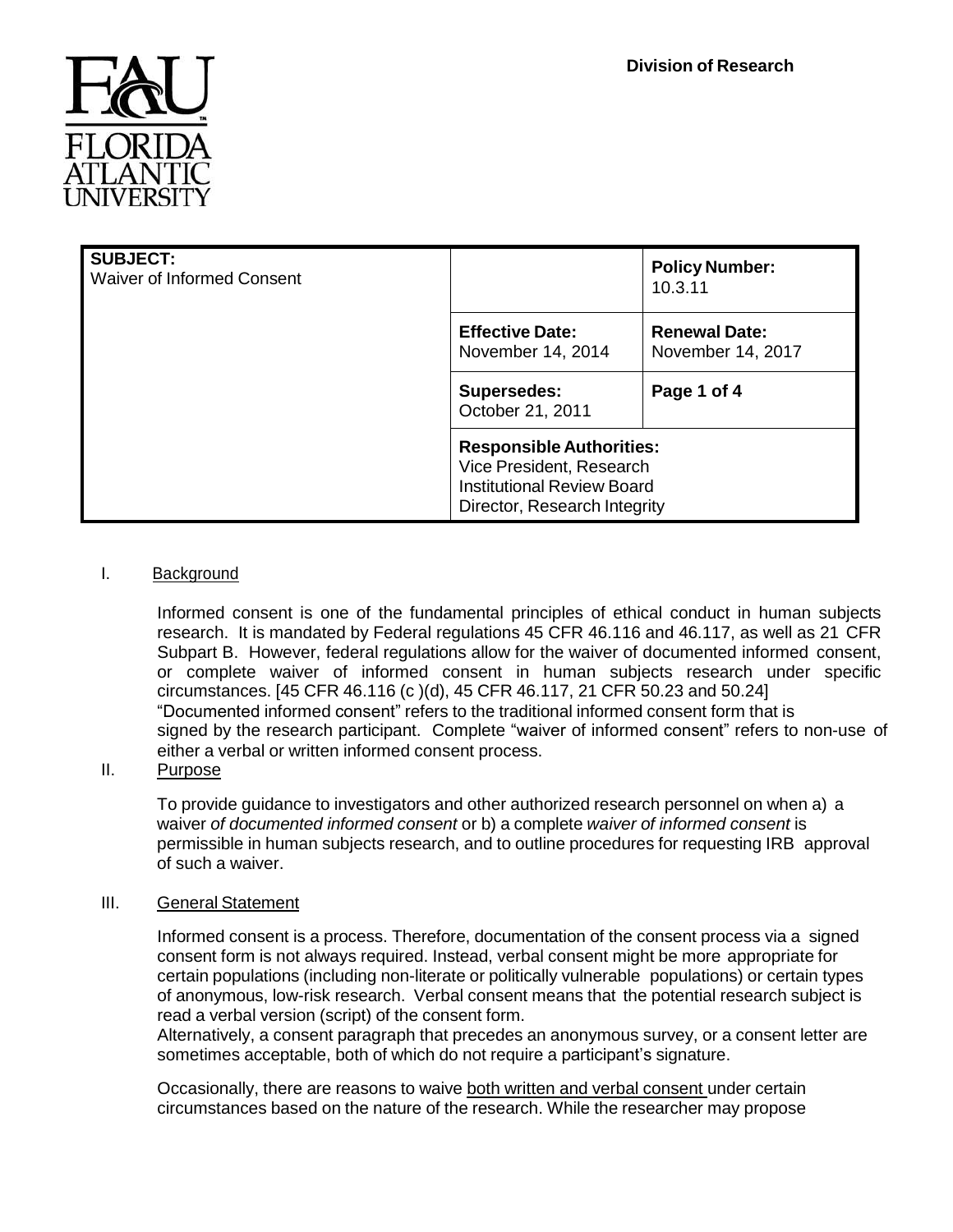**Division of Research**

FAU
FLORIDA ATLANTIC UNIVERSITY

| **SUBJECT:** Waiver of Informed Consent | | **Policy Number:** 10.3.11 |
|---|---|---|
| | **Effective Date:** November 14, 2014 | **Renewal Date:** November 14, 2017 |
| | **Supersedes:** October 21, 2011 | **Page 1 of 4** |
| | **Responsible Authorities:** Vice President, Research; Institutional Review Board; Director, Research Integrity | |

## I. Background

Informed consent is one of the fundamental principles of ethical conduct in human subjects research. It is mandated by Federal regulations 45 CFR 46.116 and 46.117, as well as 21 CFR Subpart B. However, federal regulations allow for the waiver of documented informed consent, or complete waiver of informed consent in human subjects research under specific circumstances. [45 CFR 46.116 (c )(d), 45 CFR 46.117, 21 CFR 50.23 and 50.24] "Documented informed consent" refers to the traditional informed consent form that is signed by the research participant. Complete "waiver of informed consent" refers to non-use of either a verbal or written informed consent process.

## II. Purpose

To provide guidance to investigators and other authorized research personnel on when a) a waiver *of documented informed consent* or b) a complete *waiver of informed consent* is permissible in human subjects research, and to outline procedures for requesting IRB approval of such a waiver.

## III. General Statement

Informed consent is a process. Therefore, documentation of the consent process via a signed consent form is not always required. Instead, verbal consent might be more appropriate for certain populations (including non-literate or politically vulnerable populations) or certain types of anonymous, low-risk research. Verbal consent means that the potential research subject is read a verbal version (script) of the consent form.

Alternatively, a consent paragraph that precedes an anonymous survey, or a consent letter are sometimes acceptable, both of which do not require a participant's signature.

Occasionally, there are reasons to waive both written and verbal consent under certain circumstances based on the nature of the research. While the researcher may propose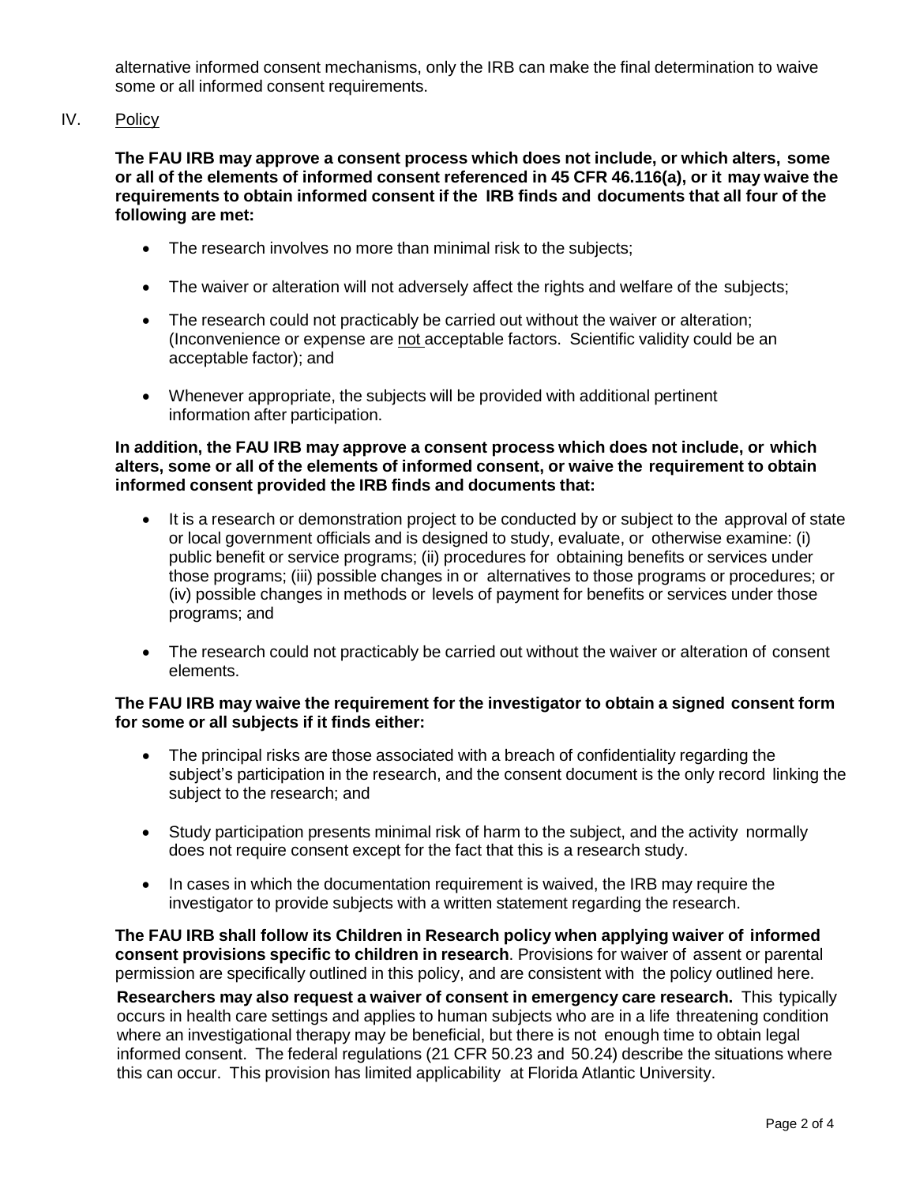alternative informed consent mechanisms, only the IRB can make the final determination to waive some or all informed consent requirements.

## IV. Policy

**The FAU IRB may approve a consent process which does not include, or which alters, some or all of the elements of informed consent referenced in 45 CFR 46.116(a), or it may waive the requirements to obtain informed consent if the IRB finds and documents that all four of the following are met:**

- The research involves no more than minimal risk to the subjects;
- The waiver or alteration will not adversely affect the rights and welfare of the subjects;
- The research could not practicably be carried out without the waiver or alteration; (Inconvenience or expense are not acceptable factors. Scientific validity could be an acceptable factor); and
- Whenever appropriate, the subjects will be provided with additional pertinent information after participation.

**In addition, the FAU IRB may approve a consent process which does not include, or which alters, some or all of the elements of informed consent, or waive the requirement to obtain informed consent provided the IRB finds and documents that:**

- It is a research or demonstration project to be conducted by or subject to the approval of state or local government officials and is designed to study, evaluate, or otherwise examine: (i) public benefit or service programs; (ii) procedures for obtaining benefits or services under those programs; (iii) possible changes in or alternatives to those programs or procedures; or (iv) possible changes in methods or levels of payment for benefits or services under those programs; and
- The research could not practicably be carried out without the waiver or alteration of consent elements.

**The FAU IRB may waive the requirement for the investigator to obtain a signed consent form for some or all subjects if it finds either:**

- The principal risks are those associated with a breach of confidentiality regarding the subject's participation in the research, and the consent document is the only record linking the subject to the research; and
- Study participation presents minimal risk of harm to the subject, and the activity normally does not require consent except for the fact that this is a research study.
- In cases in which the documentation requirement is waived, the IRB may require the investigator to provide subjects with a written statement regarding the research.

**The FAU IRB shall follow its Children in Research policy when applying waiver of informed consent provisions specific to children in research**. Provisions for waiver of assent or parental permission are specifically outlined in this policy, and are consistent with the policy outlined here.

**Researchers may also request a waiver of consent in emergency care research.** This typically occurs in health care settings and applies to human subjects who are in a life threatening condition where an investigational therapy may be beneficial, but there is not enough time to obtain legal informed consent. The federal regulations (21 CFR 50.23 and 50.24) describe the situations where this can occur. This provision has limited applicability at Florida Atlantic University.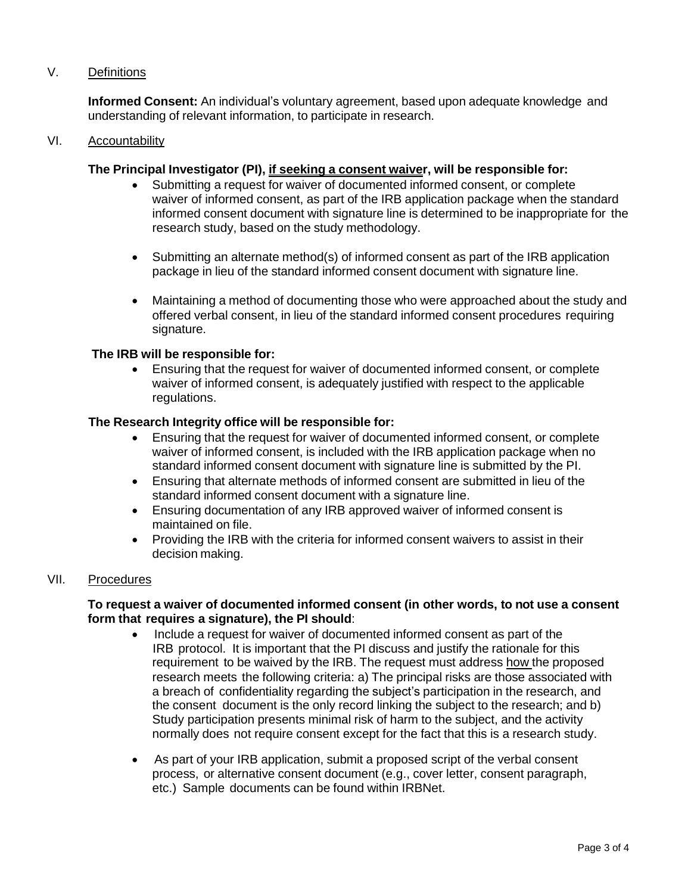## V. Definitions

**Informed Consent:** An individual's voluntary agreement, based upon adequate knowledge and understanding of relevant information, to participate in research.

## VI. Accountability

**The Principal Investigator (PI), <u>if seeking a consent waiver</u>, will be responsible for:**

- Submitting a request for waiver of documented informed consent, or complete waiver of informed consent, as part of the IRB application package when the standard informed consent document with signature line is determined to be inappropriate for the research study, based on the study methodology.
- Submitting an alternate method(s) of informed consent as part of the IRB application package in lieu of the standard informed consent document with signature line.
- Maintaining a method of documenting those who were approached about the study and offered verbal consent, in lieu of the standard informed consent procedures requiring signature.

**The IRB will be responsible for:**

- Ensuring that the request for waiver of documented informed consent, or complete waiver of informed consent, is adequately justified with respect to the applicable regulations.

**The Research Integrity office will be responsible for:**

- Ensuring that the request for waiver of documented informed consent, or complete waiver of informed consent, is included with the IRB application package when no standard informed consent document with signature line is submitted by the PI.
- Ensuring that alternate methods of informed consent are submitted in lieu of the standard informed consent document with a signature line.
- Ensuring documentation of any IRB approved waiver of informed consent is maintained on file.
- Providing the IRB with the criteria for informed consent waivers to assist in their decision making.

## VII. Procedures

**To request a waiver of documented informed consent (in other words, to not use a consent form that requires a signature), the PI should**:

- Include a request for waiver of documented informed consent as part of the IRB protocol. It is important that the PI discuss and justify the rationale for this requirement to be waived by the IRB. The request must address <u>how</u> the proposed research meets the following criteria: a) The principal risks are those associated with a breach of confidentiality regarding the subject's participation in the research, and the consent document is the only record linking the subject to the research; and b) Study participation presents minimal risk of harm to the subject, and the activity normally does not require consent except for the fact that this is a research study.
- As part of your IRB application, submit a proposed script of the verbal consent process, or alternative consent document (e.g., cover letter, consent paragraph, etc.) Sample documents can be found within IRBNet.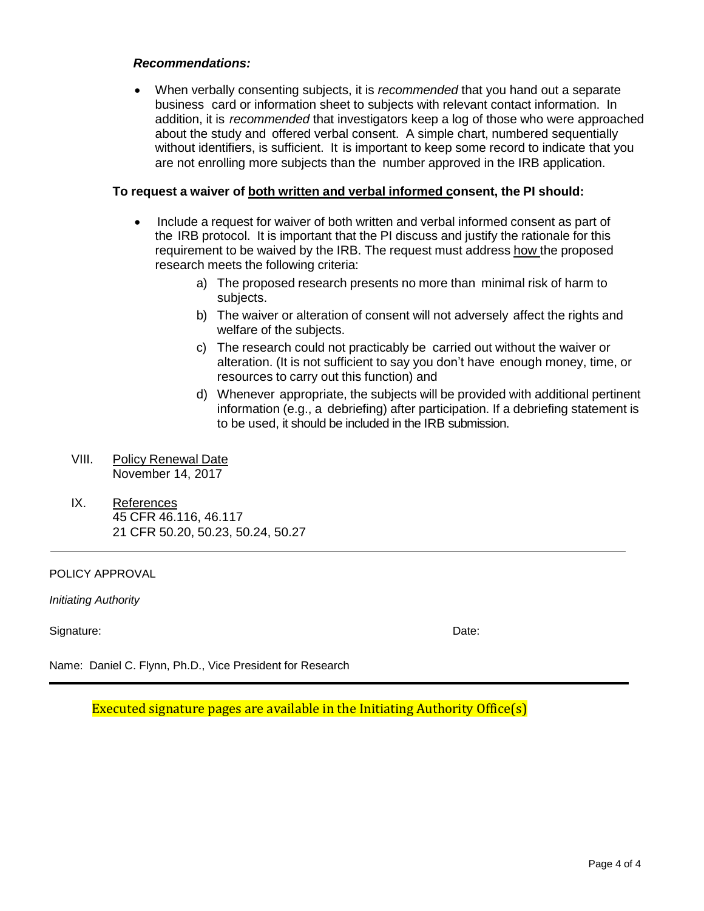***Recommendations:***

- When verbally consenting subjects, it is *recommended* that you hand out a separate business card or information sheet to subjects with relevant contact information. In addition, it is *recommended* that investigators keep a log of those who were approached about the study and offered verbal consent. A simple chart, numbered sequentially without identifiers, is sufficient. It is important to keep some record to indicate that you are not enrolling more subjects than the number approved in the IRB application.

**To request a waiver of both written and verbal informed consent, the PI should:**

- Include a request for waiver of both written and verbal informed consent as part of the IRB protocol. It is important that the PI discuss and justify the rationale for this requirement to be waived by the IRB. The request must address how the proposed research meets the following criteria:
  a) The proposed research presents no more than minimal risk of harm to subjects.
  b) The waiver or alteration of consent will not adversely affect the rights and welfare of the subjects.
  c) The research could not practicably be carried out without the waiver or alteration. (It is not sufficient to say you don't have enough money, time, or resources to carry out this function) and
  d) Whenever appropriate, the subjects will be provided with additional pertinent information (e.g., a debriefing) after participation. If a debriefing statement is to be used, it should be included in the IRB submission.

VIII. Policy Renewal Date
November 14, 2017

IX. References
45 CFR 46.116, 46.117
21 CFR 50.20, 50.23, 50.24, 50.27

---

POLICY APPROVAL

*Initiating Authority*

Signature: Date:

Name: Daniel C. Flynn, Ph.D., Vice President for Research

---

Executed signature pages are available in the Initiating Authority Office(s)